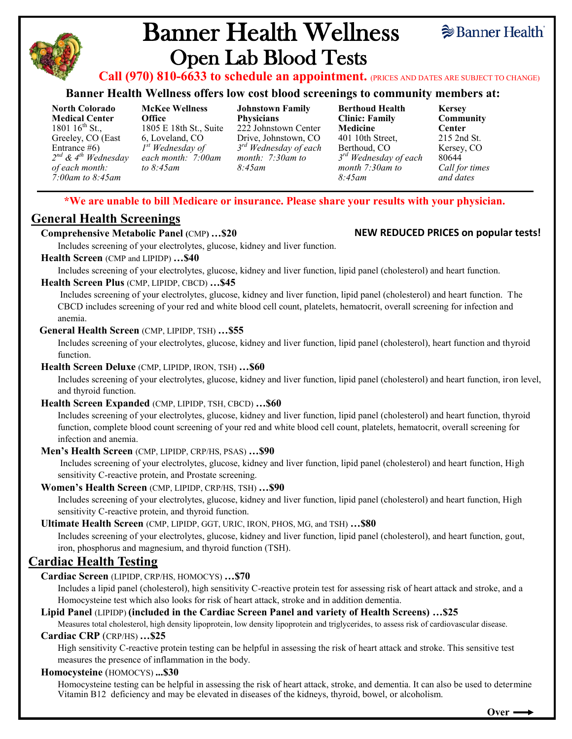# Banner Health Wellness

## Open Lab Blood Tests

Banner Health

**Call (970) 810-6633 to schedule an appointment.** (PRICES AND DATES ARE SUBJECT TO CHANGE)

**Banner Health Wellness offers low cost blood screenings to community members at:**

| North Colorado Medical Center | McKee Wellness Office | Johnstown Family Physicians | Berthoud Health Clinic: Family Medicine | Kersey Community Center |
|---|---|---|---|---|
| 1801 16th St., Greeley, CO (East Entrance #6) *2nd & 4th Wednesday of each month: 7:00am to 8:45am* | 1805 E 18th St., Suite 6, Loveland, CO *1st Wednesday of each month: 7:00am to 8:45am* | 222 Johnstown Center Drive, Johnstown, CO *3rd Wednesday of each month: 7:30am to 8:45am* | 401 10th Street, Berthoud, CO *3rd Wednesday of each month 7:30am to 8:45am* | 215 2nd St. Kersey, CO 80644 *Call for times and dates* |

**\*We are unable to bill Medicare or insurance. Please share your results with your physician.**

## General Health Screenings

**NEW REDUCED PRICES on popular tests!**

**Comprehensive Metabolic Panel** (CMP) **…$20**
Includes screening of your electrolytes, glucose, kidney and liver function.

**Health Screen** (CMP and LIPIDP) **…$40**
Includes screening of your electrolytes, glucose, kidney and liver function, lipid panel (cholesterol) and heart function.

**Health Screen Plus** (CMP, LIPIDP, CBCD) **…$45**
Includes screening of your electrolytes, glucose, kidney and liver function, lipid panel (cholesterol) and heart function. The CBCD includes screening of your red and white blood cell count, platelets, hematocrit, overall screening for infection and anemia.

**General Health Screen** (CMP, LIPIDP, TSH) **…$55**
Includes screening of your electrolytes, glucose, kidney and liver function, lipid panel (cholesterol), heart function and thyroid function.

**Health Screen Deluxe** (CMP, LIPIDP, IRON, TSH) **…$60**
Includes screening of your electrolytes, glucose, kidney and liver function, lipid panel (cholesterol) and heart function, iron level, and thyroid function.

**Health Screen Expanded** (CMP, LIPIDP, TSH, CBCD) **…$60**
Includes screening of your electrolytes, glucose, kidney and liver function, lipid panel (cholesterol) and heart function, thyroid function, complete blood count screening of your red and white blood cell count, platelets, hematocrit, overall screening for infection and anemia.

**Men's Health Screen** (CMP, LIPIDP, CRP/HS, PSAS) **…$90**
Includes screening of your electrolytes, glucose, kidney and liver function, lipid panel (cholesterol) and heart function, High sensitivity C-reactive protein, and Prostate screening.

**Women's Health Screen** (CMP, LIPIDP, CRP/HS, TSH) **…$90**
Includes screening of your electrolytes, glucose, kidney and liver function, lipid panel (cholesterol) and heart function, High sensitivity C-reactive protein, and thyroid function.

**Ultimate Health Screen** (CMP, LIPIDP, GGT, URIC, IRON, PHOS, MG, and TSH) **…$80**
Includes screening of your electrolytes, glucose, kidney and liver function, lipid panel (cholesterol), and heart function, gout, iron, phosphorus and magnesium, and thyroid function (TSH).

## Cardiac Health Testing

**Cardiac Screen** (LIPIDP, CRP/HS, HOMOCYS) **…$70**
Includes a lipid panel (cholesterol), high sensitivity C-reactive protein test for assessing risk of heart attack and stroke, and a Homocysteine test which also looks for risk of heart attack, stroke and in addition dementia.

**Lipid Panel** (LIPIDP) **(included in the Cardiac Screen Panel and variety of Health Screens) …$25**
Measures total cholesterol, high density lipoprotein, low density lipoprotein and triglycerides, to assess risk of cardiovascular disease.

**Cardiac CRP** (CRP/HS) **…$25**
High sensitivity C-reactive protein testing can be helpful in assessing the risk of heart attack and stroke. This sensitive test measures the presence of inflammation in the body.

**Homocysteine** (HOMOCYS) **...$30**
Homocysteine testing can be helpful in assessing the risk of heart attack, stroke, and dementia. It can also be used to determine Vitamin B12 deficiency and may be elevated in diseases of the kidneys, thyroid, bowel, or alcoholism.

**Over ⟶**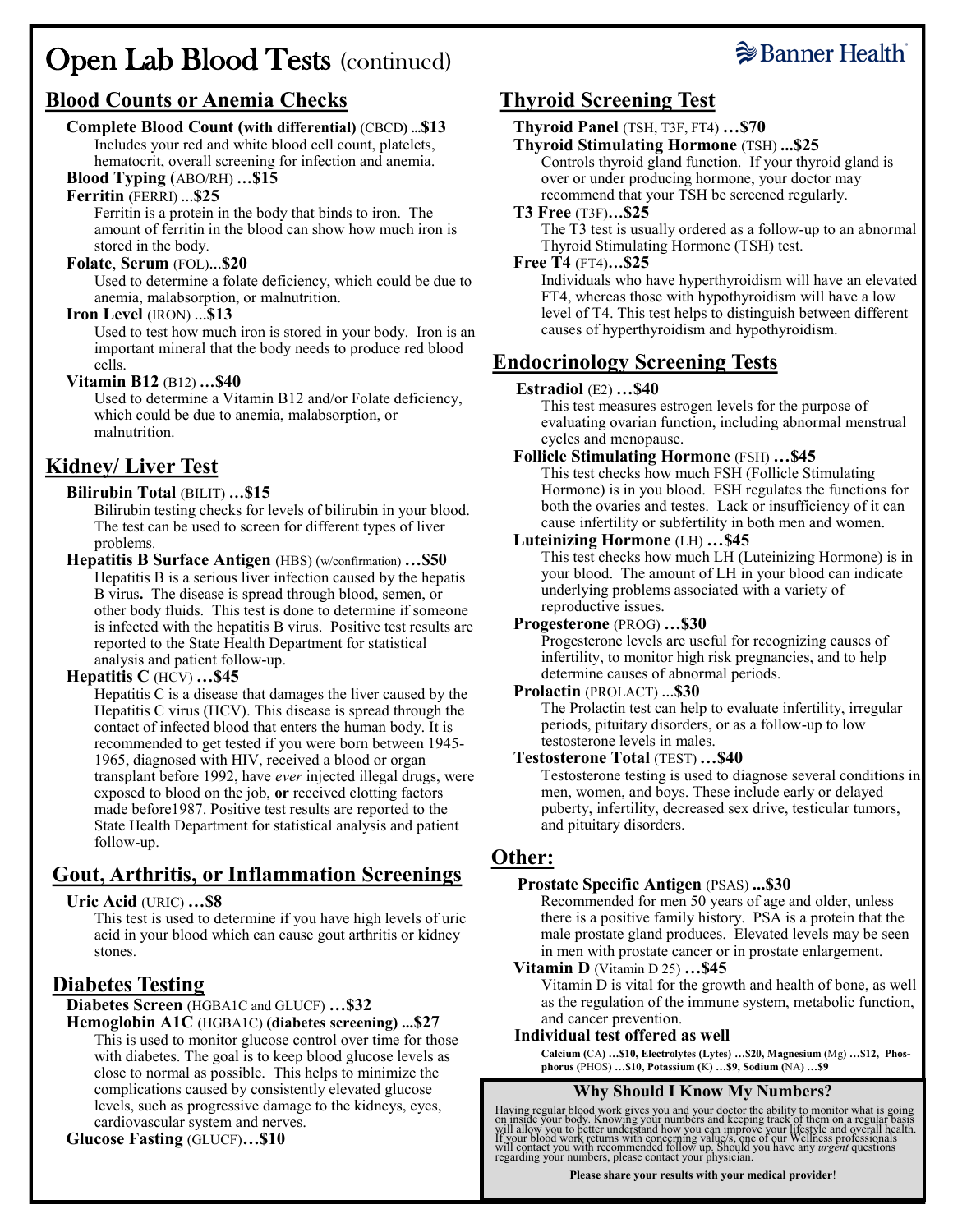# Open Lab Blood Tests (continued)

Banner Health

## Blood Counts or Anemia Checks

**Complete Blood Count (with differential)** (CBCD) **...$13**
Includes your red and white blood cell count, platelets, hematocrit, overall screening for infection and anemia.

**Blood Typing** (ABO/RH) **…$15**

**Ferritin (**FERRI) ...**$25**
Ferritin is a protein in the body that binds to iron. The amount of ferritin in the blood can show how much iron is stored in the body.

**Folate**, **Serum** (FOL)...**$20**
Used to determine a folate deficiency, which could be due to anemia, malabsorption, or malnutrition.

**Iron Level** (IRON) ...**$13**
Used to test how much iron is stored in your body. Iron is an important mineral that the body needs to produce red blood cells.

**Vitamin B12** (B12) **…$40**
Used to determine a Vitamin B12 and/or Folate deficiency, which could be due to anemia, malabsorption, or malnutrition.

## Kidney/ Liver Test

**Bilirubin Total** (BILIT) **…$15**
Bilirubin testing checks for levels of bilirubin in your blood. The test can be used to screen for different types of liver problems.

**Hepatitis B Surface Antigen** (HBS) (w/confirmation) **…$50**
Hepatitis B is a serious liver infection caused by the hepatis B virus**.** The disease is spread through blood, semen, or other body fluids. This test is done to determine if someone is infected with the hepatitis B virus. Positive test results are reported to the State Health Department for statistical analysis and patient follow-up.

**Hepatitis C** (HCV) **…$45**
Hepatitis C is a disease that damages the liver caused by the Hepatitis C virus (HCV). This disease is spread through the contact of infected blood that enters the human body. It is recommended to get tested if you were born between 1945-1965, diagnosed with HIV, received a blood or organ transplant before 1992, have *ever* injected illegal drugs, were exposed to blood on the job, **or** received clotting factors made before1987. Positive test results are reported to the State Health Department for statistical analysis and patient follow-up.

## Gout, Arthritis, or Inflammation Screenings

**Uric Acid** (URIC) **…$8**
This test is used to determine if you have high levels of uric acid in your blood which can cause gout arthritis or kidney stones.

## Diabetes Testing

**Diabetes Screen** (HGBA1C and GLUCF) **…$32**

**Hemoglobin A1C** (HGBA1C) **(diabetes screening) ...$27**
This is used to monitor glucose control over time for those with diabetes. The goal is to keep blood glucose levels as close to normal as possible. This helps to minimize the complications caused by consistently elevated glucose levels, such as progressive damage to the kidneys, eyes, cardiovascular system and nerves.

**Glucose Fasting** (GLUCF)**…$10**

## Thyroid Screening Test

**Thyroid Panel** (TSH, T3F, FT4) **…$70**

**Thyroid Stimulating Hormone** (TSH) **...$25**
Controls thyroid gland function. If your thyroid gland is over or under producing hormone, your doctor may recommend that your TSH be screened regularly.

**T3 Free** (T3F)**…$25**
The T3 test is usually ordered as a follow-up to an abnormal Thyroid Stimulating Hormone (TSH) test.

**Free T4** (FT4)**…$25**
Individuals who have hyperthyroidism will have an elevated FT4, whereas those with hypothyroidism will have a low level of T4. This test helps to distinguish between different causes of hyperthyroidism and hypothyroidism.

## Endocrinology Screening Tests

**Estradiol** (E2) **…$40**
This test measures estrogen levels for the purpose of evaluating ovarian function, including abnormal menstrual cycles and menopause.

**Follicle Stimulating Hormone** (FSH) **…$45**
This test checks how much FSH (Follicle Stimulating Hormone) is in you blood. FSH regulates the functions for both the ovaries and testes. Lack or insufficiency of it can cause infertility or subfertility in both men and women.

**Luteinizing Hormone** (LH) **…$45**
This test checks how much LH (Luteinizing Hormone) is in your blood. The amount of LH in your blood can indicate underlying problems associated with a variety of reproductive issues.

**Progesterone** (PROG) **…$30**
Progesterone levels are useful for recognizing causes of infertility, to monitor high risk pregnancies, and to help determine causes of abnormal periods.

**Prolactin** (PROLACT) ...**$30**
The Prolactin test can help to evaluate infertility, irregular periods, pituitary disorders, or as a follow-up to low testosterone levels in males.

**Testosterone Total** (TEST) **…$40**
Testosterone testing is used to diagnose several conditions in men, women, and boys. These include early or delayed puberty, infertility, decreased sex drive, testicular tumors, and pituitary disorders.

## Other:

**Prostate Specific Antigen** (PSAS) **...$30**
Recommended for men 50 years of age and older, unless there is a positive family history. PSA is a protein that the male prostate gland produces. Elevated levels may be seen in men with prostate cancer or in prostate enlargement.

**Vitamin D** (Vitamin D 25) **…$45**
Vitamin D is vital for the growth and health of bone, as well as the regulation of the immune system, metabolic function, and cancer prevention.

**Individual test offered as well**

**Calcium (**CA) **…$10, Electrolytes (Lytes) …$20, Magnesium (**Mg) **…$12, Phosphorus (**PHOS) **…$10, Potassium (**K) **…$9, Sodium (**NA) **…$9**

### Why Should I Know My Numbers?

Having regular blood work gives you and your doctor the ability to monitor what is going on inside your body. Knowing your numbers and keeping track of them on a regular basis will allow you to better understand how you can improve your lifestyle and overall health. If your blood work returns with concerning value/s, one of our Wellness professionals will contact you with recommended follow up. Should you have any *urgent* questions regarding your numbers, please contact your physician.

**Please share your results with your medical provider!**